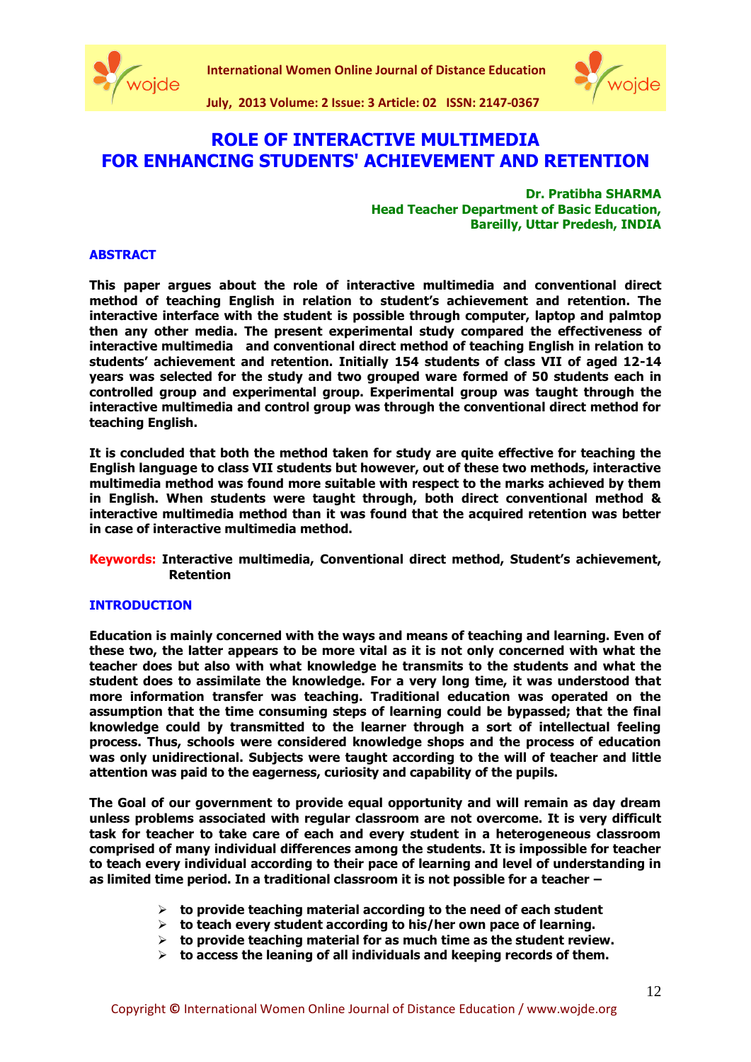# ROLE OF INTERACTIVE MULTIMEDIA FOR ENHANCING STUDENTS' ACHIEVEMENT AND RETENTION

**Dr. Pratibha SHARMA**
**Head Teacher Department of Basic Education,**
**Bareilly, Uttar Predesh, INDIA**

## ABSTRACT

**This paper argues about the role of interactive multimedia and conventional direct method of teaching English in relation to student's achievement and retention. The interactive interface with the student is possible through computer, laptop and palmtop then any other media. The present experimental study compared the effectiveness of interactive multimedia and conventional direct method of teaching English in relation to students' achievement and retention. Initially 154 students of class VII of aged 12-14 years was selected for the study and two grouped ware formed of 50 students each in controlled group and experimental group. Experimental group was taught through the interactive multimedia and control group was through the conventional direct method for teaching English.**

**It is concluded that both the method taken for study are quite effective for teaching the English language to class VII students but however, out of these two methods, interactive multimedia method was found more suitable with respect to the marks achieved by them in English. When students were taught through, both direct conventional method & interactive multimedia method than it was found that the acquired retention was better in case of interactive multimedia method.**

**Keywords: Interactive multimedia, Conventional direct method, Student's achievement, Retention**

## INTRODUCTION

**Education is mainly concerned with the ways and means of teaching and learning. Even of these two, the latter appears to be more vital as it is not only concerned with what the teacher does but also with what knowledge he transmits to the students and what the student does to assimilate the knowledge. For a very long time, it was understood that more information transfer was teaching. Traditional education was operated on the assumption that the time consuming steps of learning could be bypassed; that the final knowledge could by transmitted to the learner through a sort of intellectual feeling process. Thus, schools were considered knowledge shops and the process of education was only unidirectional. Subjects were taught according to the will of teacher and little attention was paid to the eagerness, curiosity and capability of the pupils.**

**The Goal of our government to provide equal opportunity and will remain as day dream unless problems associated with regular classroom are not overcome. It is very difficult task for teacher to take care of each and every student in a heterogeneous classroom comprised of many individual differences among the students. It is impossible for teacher to teach every individual according to their pace of learning and level of understanding in as limited time period. In a traditional classroom it is not possible for a teacher –**

- **to provide teaching material according to the need of each student**
- **to teach every student according to his/her own pace of learning.**
- **to provide teaching material for as much time as the student review.**
- **to access the leaning of all individuals and keeping records of them.**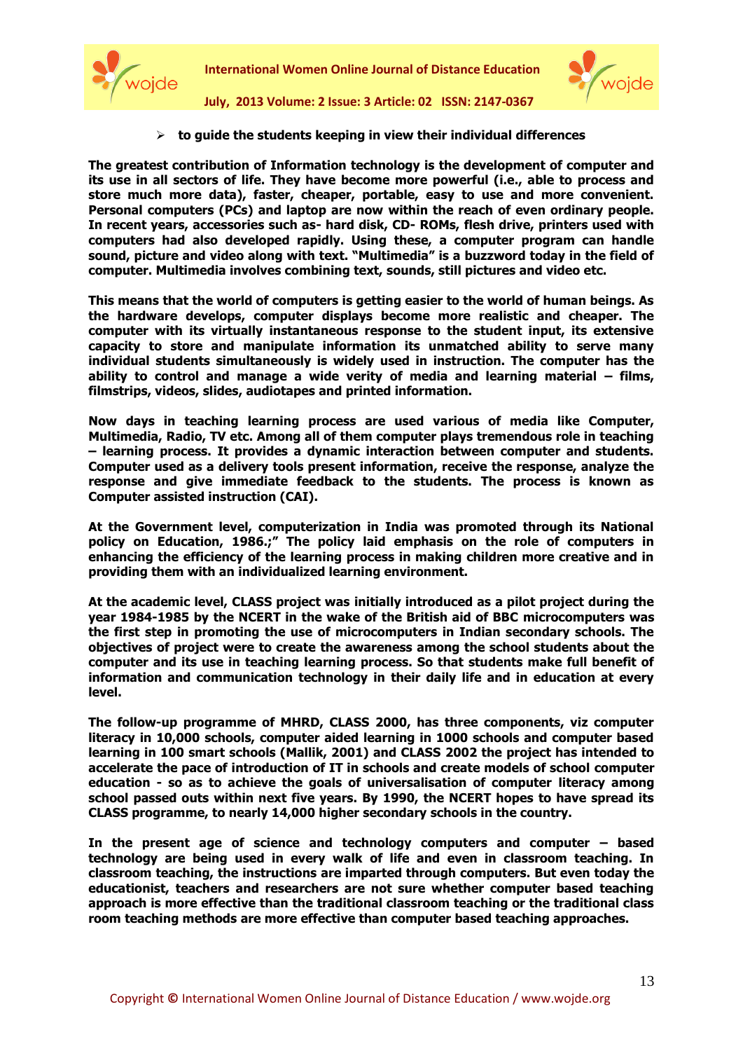- **to guide the students keeping in view their individual differences**

**The greatest contribution of Information technology is the development of computer and its use in all sectors of life. They have become more powerful (i.e., able to process and store much more data), faster, cheaper, portable, easy to use and more convenient. Personal computers (PCs) and laptop are now within the reach of even ordinary people. In recent years, accessories such as- hard disk, CD- ROMs, flesh drive, printers used with computers had also developed rapidly. Using these, a computer program can handle sound, picture and video along with text. "Multimedia" is a buzzword today in the field of computer. Multimedia involves combining text, sounds, still pictures and video etc.**

**This means that the world of computers is getting easier to the world of human beings. As the hardware develops, computer displays become more realistic and cheaper. The computer with its virtually instantaneous response to the student input, its extensive capacity to store and manipulate information its unmatched ability to serve many individual students simultaneously is widely used in instruction. The computer has the ability to control and manage a wide verity of media and learning material – films, filmstrips, videos, slides, audiotapes and printed information.**

**Now days in teaching learning process are used various of media like Computer, Multimedia, Radio, TV etc. Among all of them computer plays tremendous role in teaching – learning process. It provides a dynamic interaction between computer and students. Computer used as a delivery tools present information, receive the response, analyze the response and give immediate feedback to the students. The process is known as Computer assisted instruction (CAI).**

**At the Government level, computerization in India was promoted through its National policy on Education, 1986.;" The policy laid emphasis on the role of computers in enhancing the efficiency of the learning process in making children more creative and in providing them with an individualized learning environment.**

**At the academic level, CLASS project was initially introduced as a pilot project during the year 1984-1985 by the NCERT in the wake of the British aid of BBC microcomputers was the first step in promoting the use of microcomputers in Indian secondary schools. The objectives of project were to create the awareness among the school students about the computer and its use in teaching learning process. So that students make full benefit of information and communication technology in their daily life and in education at every level.**

**The follow-up programme of MHRD, CLASS 2000, has three components, viz computer literacy in 10,000 schools, computer aided learning in 1000 schools and computer based learning in 100 smart schools (Mallik, 2001) and CLASS 2002 the project has intended to accelerate the pace of introduction of IT in schools and create models of school computer education - so as to achieve the goals of universalisation of computer literacy among school passed outs within next five years. By 1990, the NCERT hopes to have spread its CLASS programme, to nearly 14,000 higher secondary schools in the country.**

**In the present age of science and technology computers and computer – based technology are being used in every walk of life and even in classroom teaching. In classroom teaching, the instructions are imparted through computers. But even today the educationist, teachers and researchers are not sure whether computer based teaching approach is more effective than the traditional classroom teaching or the traditional class room teaching methods are more effective than computer based teaching approaches.**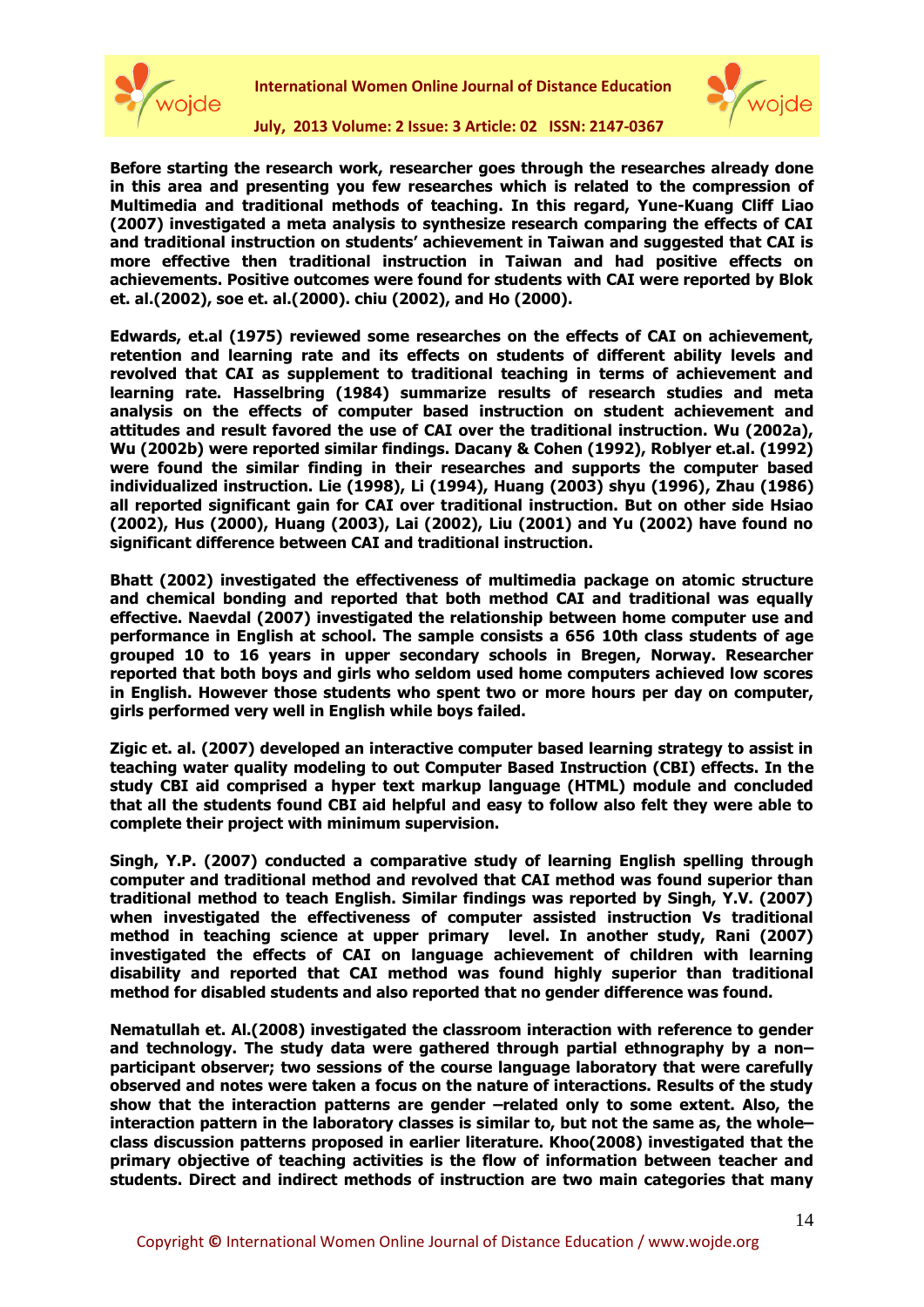**Before starting the research work, researcher goes through the researches already done in this area and presenting you few researches which is related to the compression of Multimedia and traditional methods of teaching. In this regard, Yune-Kuang Cliff Liao (2007) investigated a meta analysis to synthesize research comparing the effects of CAI and traditional instruction on students' achievement in Taiwan and suggested that CAI is more effective then traditional instruction in Taiwan and had positive effects on achievements. Positive outcomes were found for students with CAI were reported by Blok et. al.(2002), soe et. al.(2000). chiu (2002), and Ho (2000).**

**Edwards, et.al (1975) reviewed some researches on the effects of CAI on achievement, retention and learning rate and its effects on students of different ability levels and revolved that CAI as supplement to traditional teaching in terms of achievement and learning rate. Hasselbring (1984) summarize results of research studies and meta analysis on the effects of computer based instruction on student achievement and attitudes and result favored the use of CAI over the traditional instruction. Wu (2002a), Wu (2002b) were reported similar findings. Dacany & Cohen (1992), Roblyer et.al. (1992) were found the similar finding in their researches and supports the computer based individualized instruction. Lie (1998), Li (1994), Huang (2003) shyu (1996), Zhau (1986) all reported significant gain for CAI over traditional instruction. But on other side Hsiao (2002), Hus (2000), Huang (2003), Lai (2002), Liu (2001) and Yu (2002) have found no significant difference between CAI and traditional instruction.**

**Bhatt (2002) investigated the effectiveness of multimedia package on atomic structure and chemical bonding and reported that both method CAI and traditional was equally effective. Naevdal (2007) investigated the relationship between home computer use and performance in English at school. The sample consists a 656 10th class students of age grouped 10 to 16 years in upper secondary schools in Bregen, Norway. Researcher reported that both boys and girls who seldom used home computers achieved low scores in English. However those students who spent two or more hours per day on computer, girls performed very well in English while boys failed.**

**Zigic et. al. (2007) developed an interactive computer based learning strategy to assist in teaching water quality modeling to out Computer Based Instruction (CBI) effects. In the study CBI aid comprised a hyper text markup language (HTML) module and concluded that all the students found CBI aid helpful and easy to follow also felt they were able to complete their project with minimum supervision.**

**Singh, Y.P. (2007) conducted a comparative study of learning English spelling through computer and traditional method and revolved that CAI method was found superior than traditional method to teach English. Similar findings was reported by Singh, Y.V. (2007) when investigated the effectiveness of computer assisted instruction Vs traditional method in teaching science at upper primary level. In another study, Rani (2007) investigated the effects of CAI on language achievement of children with learning disability and reported that CAI method was found highly superior than traditional method for disabled students and also reported that no gender difference was found.**

**Nematullah et. Al.(2008) investigated the classroom interaction with reference to gender and technology. The study data were gathered through partial ethnography by a non–participant observer; two sessions of the course language laboratory that were carefully observed and notes were taken a focus on the nature of interactions. Results of the study show that the interaction patterns are gender –related only to some extent. Also, the interaction pattern in the laboratory classes is similar to, but not the same as, the whole–class discussion patterns proposed in earlier literature. Khoo(2008) investigated that the primary objective of teaching activities is the flow of information between teacher and students. Direct and indirect methods of instruction are two main categories that many**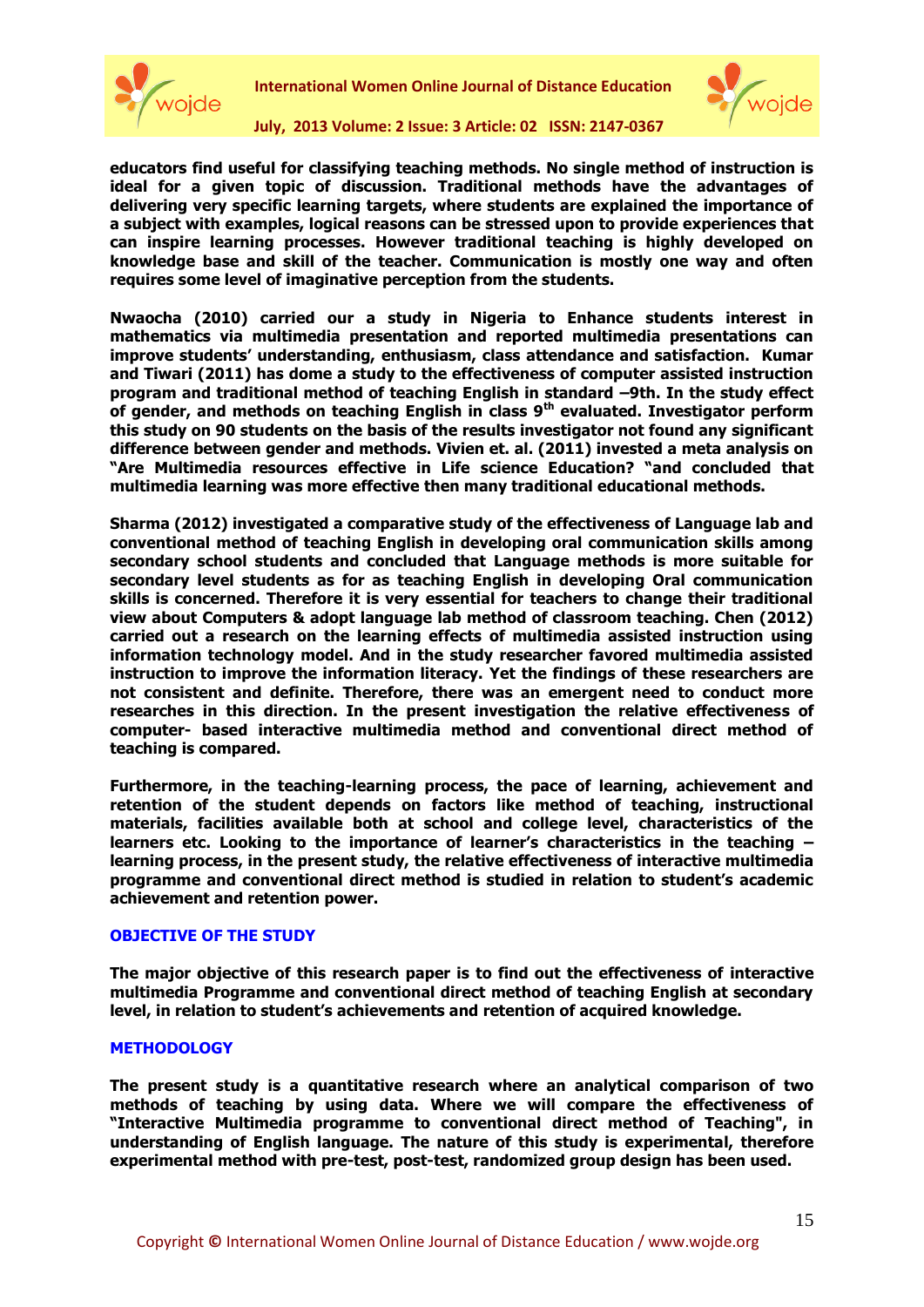**educators find useful for classifying teaching methods. No single method of instruction is ideal for a given topic of discussion. Traditional methods have the advantages of delivering very specific learning targets, where students are explained the importance of a subject with examples, logical reasons can be stressed upon to provide experiences that can inspire learning processes. However traditional teaching is highly developed on knowledge base and skill of the teacher. Communication is mostly one way and often requires some level of imaginative perception from the students.**

**Nwaocha (2010) carried our a study in Nigeria to Enhance students interest in mathematics via multimedia presentation and reported multimedia presentations can improve students' understanding, enthusiasm, class attendance and satisfaction. Kumar and Tiwari (2011) has dome a study to the effectiveness of computer assisted instruction program and traditional method of teaching English in standard –9th. In the study effect of gender, and methods on teaching English in class 9th evaluated. Investigator perform this study on 90 students on the basis of the results investigator not found any significant difference between gender and methods. Vivien et. al. (2011) invested a meta analysis on "Are Multimedia resources effective in Life science Education? "and concluded that multimedia learning was more effective then many traditional educational methods.**

**Sharma (2012) investigated a comparative study of the effectiveness of Language lab and conventional method of teaching English in developing oral communication skills among secondary school students and concluded that Language methods is more suitable for secondary level students as for as teaching English in developing Oral communication skills is concerned. Therefore it is very essential for teachers to change their traditional view about Computers & adopt language lab method of classroom teaching. Chen (2012) carried out a research on the learning effects of multimedia assisted instruction using information technology model. And in the study researcher favored multimedia assisted instruction to improve the information literacy. Yet the findings of these researchers are not consistent and definite. Therefore, there was an emergent need to conduct more researches in this direction. In the present investigation the relative effectiveness of computer- based interactive multimedia method and conventional direct method of teaching is compared.**

**Furthermore, in the teaching-learning process, the pace of learning, achievement and retention of the student depends on factors like method of teaching, instructional materials, facilities available both at school and college level, characteristics of the learners etc. Looking to the importance of learner's characteristics in the teaching – learning process, in the present study, the relative effectiveness of interactive multimedia programme and conventional direct method is studied in relation to student's academic achievement and retention power.**

## OBJECTIVE OF THE STUDY

**The major objective of this research paper is to find out the effectiveness of interactive multimedia Programme and conventional direct method of teaching English at secondary level, in relation to student's achievements and retention of acquired knowledge.**

## METHODOLOGY

**The present study is a quantitative research where an analytical comparison of two methods of teaching by using data. Where we will compare the effectiveness of "Interactive Multimedia programme to conventional direct method of Teaching", in understanding of English language. The nature of this study is experimental, therefore experimental method with pre-test, post-test, randomized group design has been used.**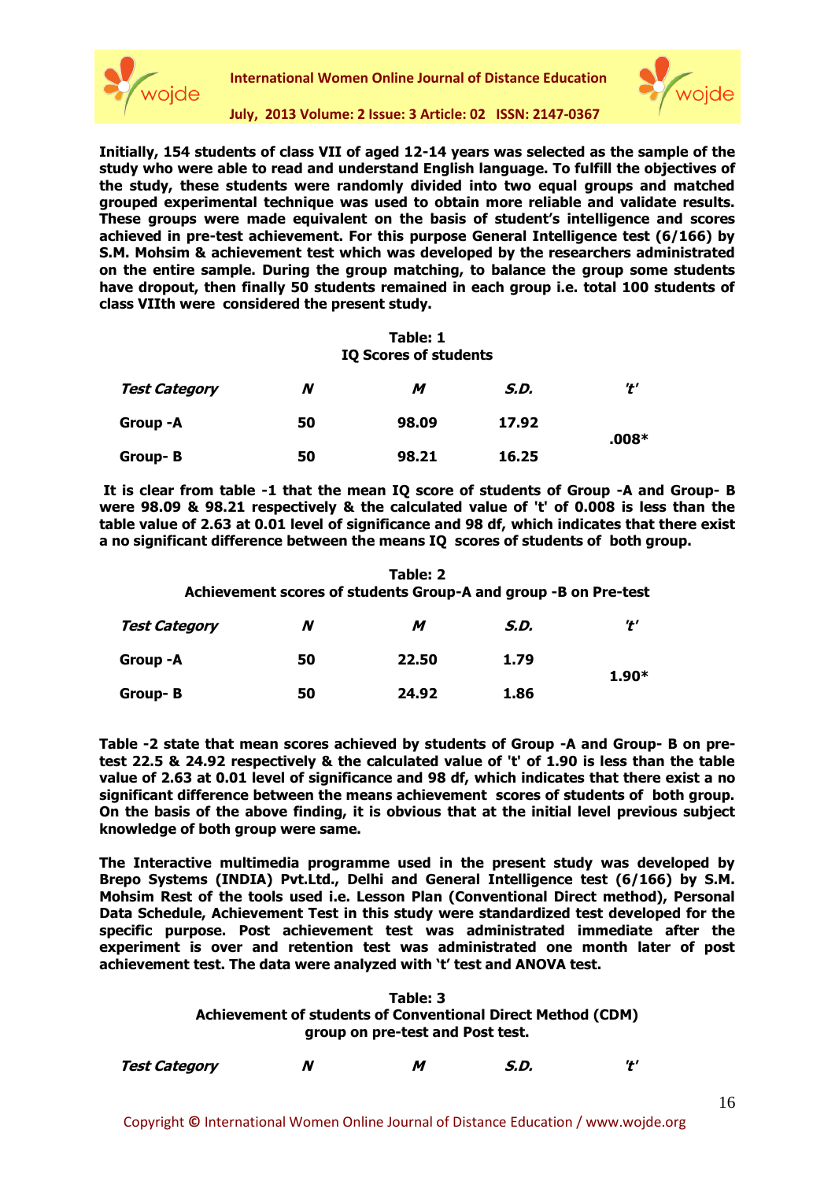**Initially, 154 students of class VII of aged 12-14 years was selected as the sample of the study who were able to read and understand English language. To fulfill the objectives of the study, these students were randomly divided into two equal groups and matched grouped experimental technique was used to obtain more reliable and validate results. These groups were made equivalent on the basis of student's intelligence and scores achieved in pre-test achievement. For this purpose General Intelligence test (6/166) by S.M. Mohsim & achievement test which was developed by the researchers administrated on the entire sample. During the group matching, to balance the group some students have dropout, then finally 50 students remained in each group i.e. total 100 students of class VIIth were considered the present study.**

**Table: 1**
**IQ Scores of students**

| *Test Category* | *N* | *M* | *S.D.* | *'t'* |
|---|---|---|---|---|
| **Group -A** | **50** | **98.09** | **17.92** | **.008*** |
| **Group- B** | **50** | **98.21** | **16.25** | |

**It is clear from table -1 that the mean IQ score of students of Group -A and Group- B were 98.09 & 98.21 respectively & the calculated value of 't' of 0.008 is less than the table value of 2.63 at 0.01 level of significance and 98 df, which indicates that there exist a no significant difference between the means IQ scores of students of both group.**

**Table: 2**
**Achievement scores of students Group-A and group -B on Pre-test**

| *Test Category* | *N* | *M* | *S.D.* | *'t'* |
|---|---|---|---|---|
| **Group -A** | **50** | **22.50** | **1.79** | **1.90*** |
| **Group- B** | **50** | **24.92** | **1.86** | |

**Table -2 state that mean scores achieved by students of Group -A and Group- B on pre-test 22.5 & 24.92 respectively & the calculated value of 't' of 1.90 is less than the table value of 2.63 at 0.01 level of significance and 98 df, which indicates that there exist a no significant difference between the means achievement scores of students of both group. On the basis of the above finding, it is obvious that at the initial level previous subject knowledge of both group were same.**

**The Interactive multimedia programme used in the present study was developed by Brepo Systems (INDIA) Pvt.Ltd., Delhi and General Intelligence test (6/166) by S.M. Mohsim Rest of the tools used i.e. Lesson Plan (Conventional Direct method), Personal Data Schedule, Achievement Test in this study were standardized test developed for the specific purpose. Post achievement test was administrated immediate after the experiment is over and retention test was administrated one month later of post achievement test. The data were analyzed with 't' test and ANOVA test.**

**Table: 3**
**Achievement of students of Conventional Direct Method (CDM) group on pre-test and Post test.**

| *Test Category* | *N* | *M* | *S.D.* | *'t'* |
|---|---|---|---|---|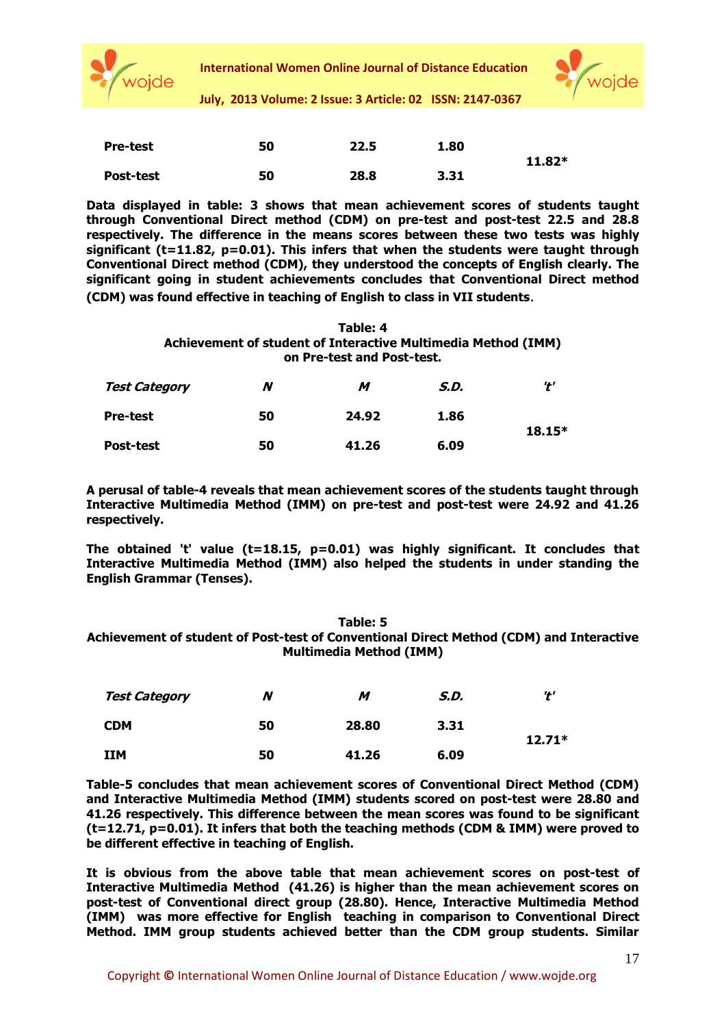| | | | | |
|---|---|---|---|---|
| **Pre-test** | **50** | **22.5** | **1.80** | **11.82*** |
| **Post-test** | **50** | **28.8** | **3.31** | |

**Data displayed in table: 3 shows that mean achievement scores of students taught through Conventional Direct method (CDM) on pre-test and post-test 22.5 and 28.8 respectively. The difference in the means scores between these two tests was highly significant (t=11.82, p=0.01). This infers that when the students were taught through Conventional Direct method (CDM), they understood the concepts of English clearly. The significant going in student achievements concludes that Conventional Direct method (CDM) was found effective in teaching of English to class in VII students**.

**Table: 4**
**Achievement of student of Interactive Multimedia Method (IMM) on Pre-test and Post-test.**

| *Test Category* | *N* | *M* | *S.D.* | *'t'* |
|---|---|---|---|---|
| **Pre-test** | **50** | **24.92** | **1.86** | **18.15*** |
| **Post-test** | **50** | **41.26** | **6.09** | |

**A perusal of table-4 reveals that mean achievement scores of the students taught through Interactive Multimedia Method (IMM) on pre-test and post-test were 24.92 and 41.26 respectively.**

**The obtained 't' value (t=18.15, p=0.01) was highly significant. It concludes that Interactive Multimedia Method (IMM) also helped the students in under standing the English Grammar (Tenses).**

**Table: 5**
**Achievement of student of Post-test of Conventional Direct Method (CDM) and Interactive Multimedia Method (IMM)**

| *Test Category* | *N* | *M* | *S.D.* | *'t'* |
|---|---|---|---|---|
| **CDM** | **50** | **28.80** | **3.31** | **12.71*** |
| **IIM** | **50** | **41.26** | **6.09** | |

**Table-5 concludes that mean achievement scores of Conventional Direct Method (CDM) and Interactive Multimedia Method (IMM) students scored on post-test were 28.80 and 41.26 respectively. This difference between the mean scores was found to be significant (t=12.71, p=0.01). It infers that both the teaching methods (CDM & IMM) were proved to be different effective in teaching of English.**

**It is obvious from the above table that mean achievement scores on post-test of Interactive Multimedia Method (41.26) is higher than the mean achievement scores on post-test of Conventional direct group (28.80). Hence, Interactive Multimedia Method (IMM) was more effective for English teaching in comparison to Conventional Direct Method. IMM group students achieved better than the CDM group students. Similar**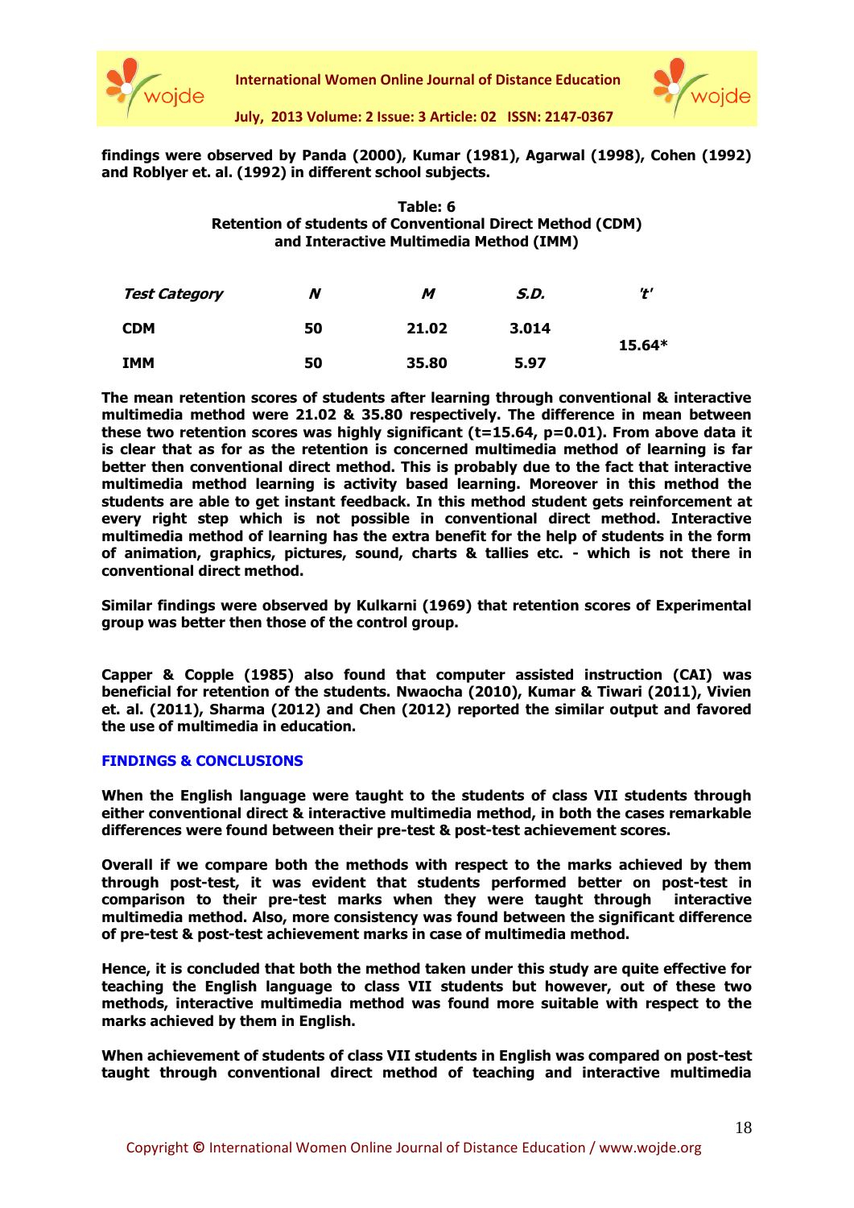**findings were observed by Panda (2000), Kumar (1981), Agarwal (1998), Cohen (1992) and Roblyer et. al. (1992) in different school subjects.**

**Table: 6**
**Retention of students of Conventional Direct Method (CDM) and Interactive Multimedia Method (IMM)**

| *Test Category* | *N* | *M* | *S.D.* | *'t'* |
|---|---|---|---|---|
| **CDM** | **50** | **21.02** | **3.014** | **15.64*** |
| **IMM** | **50** | **35.80** | **5.97** | |

**The mean retention scores of students after learning through conventional & interactive multimedia method were 21.02 & 35.80 respectively. The difference in mean between these two retention scores was highly significant (t=15.64, p=0.01). From above data it is clear that as for as the retention is concerned multimedia method of learning is far better then conventional direct method. This is probably due to the fact that interactive multimedia method learning is activity based learning. Moreover in this method the students are able to get instant feedback. In this method student gets reinforcement at every right step which is not possible in conventional direct method. Interactive multimedia method of learning has the extra benefit for the help of students in the form of animation, graphics, pictures, sound, charts & tallies etc. - which is not there in conventional direct method.**

**Similar findings were observed by Kulkarni (1969) that retention scores of Experimental group was better then those of the control group.**

**Capper & Copple (1985) also found that computer assisted instruction (CAI) was beneficial for retention of the students. Nwaocha (2010), Kumar & Tiwari (2011), Vivien et. al. (2011), Sharma (2012) and Chen (2012) reported the similar output and favored the use of multimedia in education.**

## FINDINGS & CONCLUSIONS

**When the English language were taught to the students of class VII students through either conventional direct & interactive multimedia method, in both the cases remarkable differences were found between their pre-test & post-test achievement scores.**

**Overall if we compare both the methods with respect to the marks achieved by them through post-test, it was evident that students performed better on post-test in comparison to their pre-test marks when they were taught through interactive multimedia method. Also, more consistency was found between the significant difference of pre-test & post-test achievement marks in case of multimedia method.**

**Hence, it is concluded that both the method taken under this study are quite effective for teaching the English language to class VII students but however, out of these two methods, interactive multimedia method was found more suitable with respect to the marks achieved by them in English.**

**When achievement of students of class VII students in English was compared on post-test taught through conventional direct method of teaching and interactive multimedia**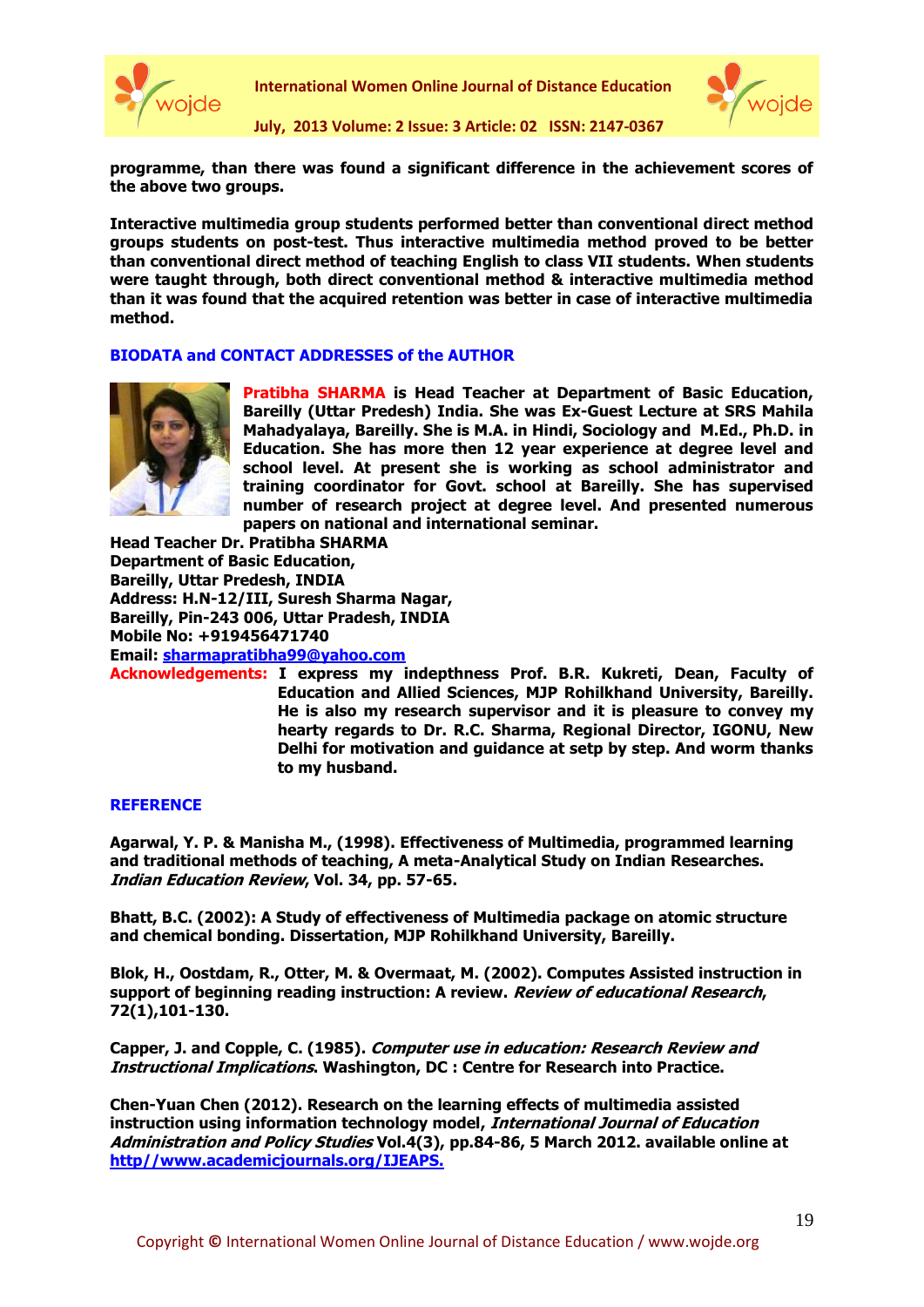**programme, than there was found a significant difference in the achievement scores of the above two groups.**

**Interactive multimedia group students performed better than conventional direct method groups students on post-test. Thus interactive multimedia method proved to be better than conventional direct method of teaching English to class VII students. When students were taught through, both direct conventional method & interactive multimedia method than it was found that the acquired retention was better in case of interactive multimedia method.**

## BIODATA and CONTACT ADDRESSES of the AUTHOR

**Pratibha SHARMA is Head Teacher at Department of Basic Education, Bareilly (Uttar Predesh) India. She was Ex-Guest Lecture at SRS Mahila Mahadyalaya, Bareilly. She is M.A. in Hindi, Sociology and M.Ed., Ph.D. in Education. She has more then 12 year experience at degree level and school level. At present she is working as school administrator and training coordinator for Govt. school at Bareilly. She has supervised number of research project at degree level. And presented numerous papers on national and international seminar.**

**Head Teacher Dr. Pratibha SHARMA**
**Department of Basic Education,**
**Bareilly, Uttar Predesh, INDIA**
**Address: H.N-12/III, Suresh Sharma Nagar,**
**Bareilly, Pin-243 006, Uttar Pradesh, INDIA**
**Mobile No: +919456471740**
**Email: sharmapratibha99@yahoo.com**

**Acknowledgements: I express my indepthness Prof. B.R. Kukreti, Dean, Faculty of Education and Allied Sciences, MJP Rohilkhand University, Bareilly. He is also my research supervisor and it is pleasure to convey my hearty regards to Dr. R.C. Sharma, Regional Director, IGONU, New Delhi for motivation and guidance at setp by step. And worm thanks to my husband.**

## REFERENCE

**Agarwal, Y. P. & Manisha M., (1998). Effectiveness of Multimedia, programmed learning and traditional methods of teaching, A meta-Analytical Study on Indian Researches. *Indian Education Review*, Vol. 34, pp. 57-65.**

**Bhatt, B.C. (2002): A Study of effectiveness of Multimedia package on atomic structure and chemical bonding. Dissertation, MJP Rohilkhand University, Bareilly.**

**Blok, H., Oostdam, R., Otter, M. & Overmaat, M. (2002). Computes Assisted instruction in support of beginning reading instruction: A review. *Review of educational Research*, 72(1),101-130.**

**Capper, J. and Copple, C. (1985). *Computer use in education: Research Review and Instructional Implications*. Washington, DC : Centre for Research into Practice.**

**Chen-Yuan Chen (2012). Research on the learning effects of multimedia assisted instruction using information technology model, *International Journal of Education Administration and Policy Studies* Vol.4(3), pp.84-86, 5 March 2012. available online at http//www.academicjournals.org/IJEAPS.**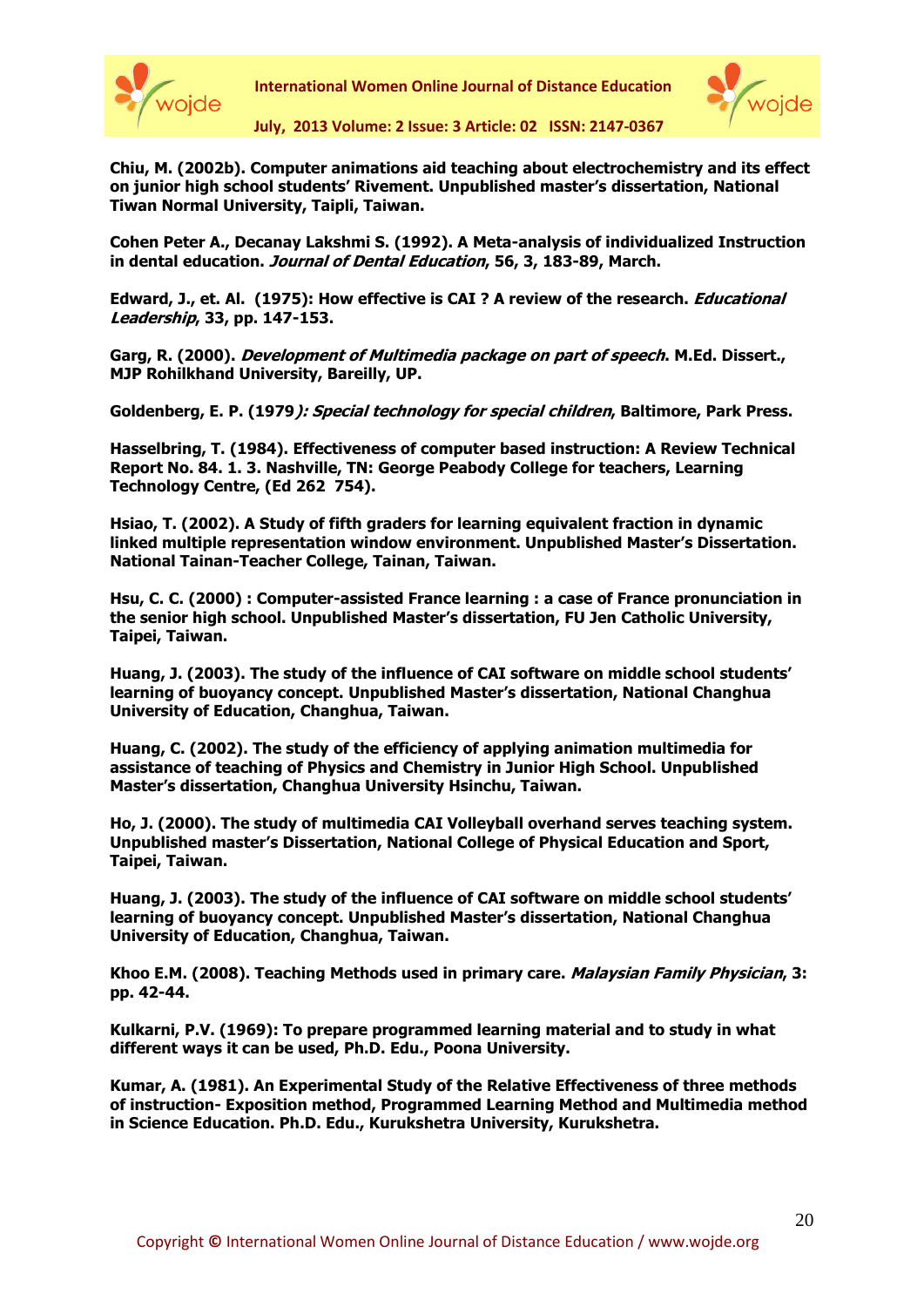**Chiu, M. (2002b). Computer animations aid teaching about electrochemistry and its effect on junior high school students' Rivement. Unpublished master's dissertation, National Tiwan Normal University, Taipli, Taiwan.**

**Cohen Peter A., Decanay Lakshmi S. (1992). A Meta-analysis of individualized Instruction in dental education. *Journal of Dental Education*, 56, 3, 183-89, March.**

**Edward, J., et. Al. (1975): How effective is CAI ? A review of the research. *Educational Leadership*, 33, pp. 147-153.**

**Garg, R. (2000). *Development of Multimedia package on part of speech*. M.Ed. Dissert., MJP Rohilkhand University, Bareilly, UP.**

**Goldenberg, E. P. (1979*): Special technology for special children*, Baltimore, Park Press.**

**Hasselbring, T. (1984). Effectiveness of computer based instruction: A Review Technical Report No. 84. 1. 3. Nashville, TN: George Peabody College for teachers, Learning Technology Centre, (Ed 262 754).**

**Hsiao, T. (2002). A Study of fifth graders for learning equivalent fraction in dynamic linked multiple representation window environment. Unpublished Master's Dissertation. National Tainan-Teacher College, Tainan, Taiwan.**

**Hsu, C. C. (2000) : Computer-assisted France learning : a case of France pronunciation in the senior high school. Unpublished Master's dissertation, FU Jen Catholic University, Taipei, Taiwan.**

**Huang, J. (2003). The study of the influence of CAI software on middle school students' learning of buoyancy concept. Unpublished Master's dissertation, National Changhua University of Education, Changhua, Taiwan.**

**Huang, C. (2002). The study of the efficiency of applying animation multimedia for assistance of teaching of Physics and Chemistry in Junior High School. Unpublished Master's dissertation, Changhua University Hsinchu, Taiwan.**

**Ho, J. (2000). The study of multimedia CAI Volleyball overhand serves teaching system. Unpublished master's Dissertation, National College of Physical Education and Sport, Taipei, Taiwan.**

**Huang, J. (2003). The study of the influence of CAI software on middle school students' learning of buoyancy concept. Unpublished Master's dissertation, National Changhua University of Education, Changhua, Taiwan.**

**Khoo E.M. (2008). Teaching Methods used in primary care. *Malaysian Family Physician*, 3: pp. 42-44.**

**Kulkarni, P.V. (1969): To prepare programmed learning material and to study in what different ways it can be used, Ph.D. Edu., Poona University.**

**Kumar, A. (1981). An Experimental Study of the Relative Effectiveness of three methods of instruction- Exposition method, Programmed Learning Method and Multimedia method in Science Education. Ph.D. Edu., Kurukshetra University, Kurukshetra.**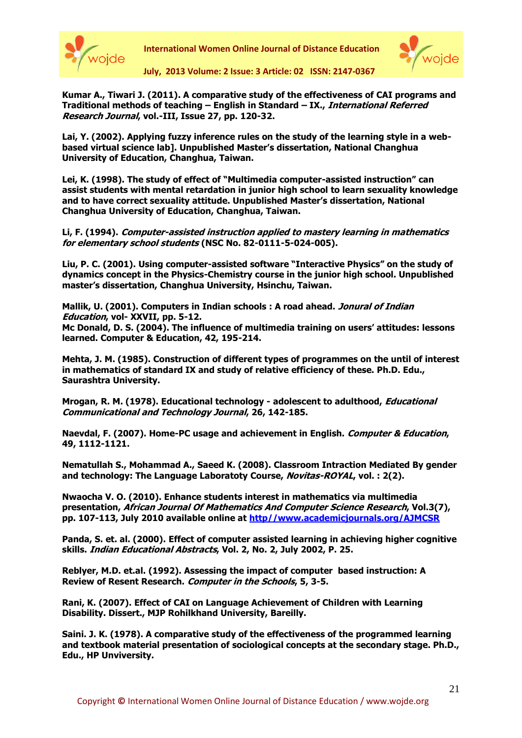**Kumar A., Tiwari J. (2011). A comparative study of the effectiveness of CAI programs and Traditional methods of teaching – English in Standard – IX., *International Referred Research Journal*, vol.-III, Issue 27, pp. 120-32.**

**Lai, Y. (2002). Applying fuzzy inference rules on the study of the learning style in a web-based virtual science lab]. Unpublished Master's dissertation, National Changhua University of Education, Changhua, Taiwan.**

**Lei, K. (1998). The study of effect of "Multimedia computer-assisted instruction" can assist students with mental retardation in junior high school to learn sexuality knowledge and to have correct sexuality attitude. Unpublished Master's dissertation, National Changhua University of Education, Changhua, Taiwan.**

**Li, F. (1994). *Computer-assisted instruction applied to mastery learning in mathematics for elementary school students* (NSC No. 82-0111-5-024-005).**

**Liu, P. C. (2001). Using computer-assisted software "Interactive Physics" on the study of dynamics concept in the Physics-Chemistry course in the junior high school. Unpublished master's dissertation, Changhua University, Hsinchu, Taiwan.**

**Mallik, U. (2001). Computers in Indian schools : A road ahead. *Jonural of Indian Education*, vol- XXVII, pp. 5-12.**
**Mc Donald, D. S. (2004). The influence of multimedia training on users' attitudes: lessons learned. Computer & Education, 42, 195-214.**

**Mehta, J. M. (1985). Construction of different types of programmes on the until of interest in mathematics of standard IX and study of relative efficiency of these. Ph.D. Edu., Saurashtra University.**

**Mrogan, R. M. (1978). Educational technology - adolescent to adulthood, *Educational Communicational and Technology Journal*, 26, 142-185.**

**Naevdal, F. (2007). Home-PC usage and achievement in English. *Computer & Education*, 49, 1112-1121.**

**Nematullah S., Mohammad A., Saeed K. (2008). Classroom Intraction Mediated By gender and technology: The Language Laboratoty Course, *Novitas-ROYAL*, vol. : 2(2).**

**Nwaocha V. O. (2010). Enhance students interest in mathematics via multimedia presentation, *African Journal Of Mathematics And Computer Science Research*, Vol.3(7), pp. 107-113, July 2010 available online at [http//www.academicjournals.org/AJMCSR](http//www.academicjournals.org/AJMCSR)**

**Panda, S. et. al. (2000). Effect of computer assisted learning in achieving higher cognitive skills. *Indian Educational Abstracts*, Vol. 2, No. 2, July 2002, P. 25.**

**Reblyer, M.D. et.al. (1992). Assessing the impact of computer based instruction: A Review of Resent Research. *Computer in the Schools*, 5, 3-5.**

**Rani, K. (2007). Effect of CAI on Language Achievement of Children with Learning Disability. Dissert., MJP Rohilkhand University, Bareilly.**

**Saini. J. K. (1978). A comparative study of the effectiveness of the programmed learning and textbook material presentation of sociological concepts at the secondary stage. Ph.D., Edu., HP Unviversity.**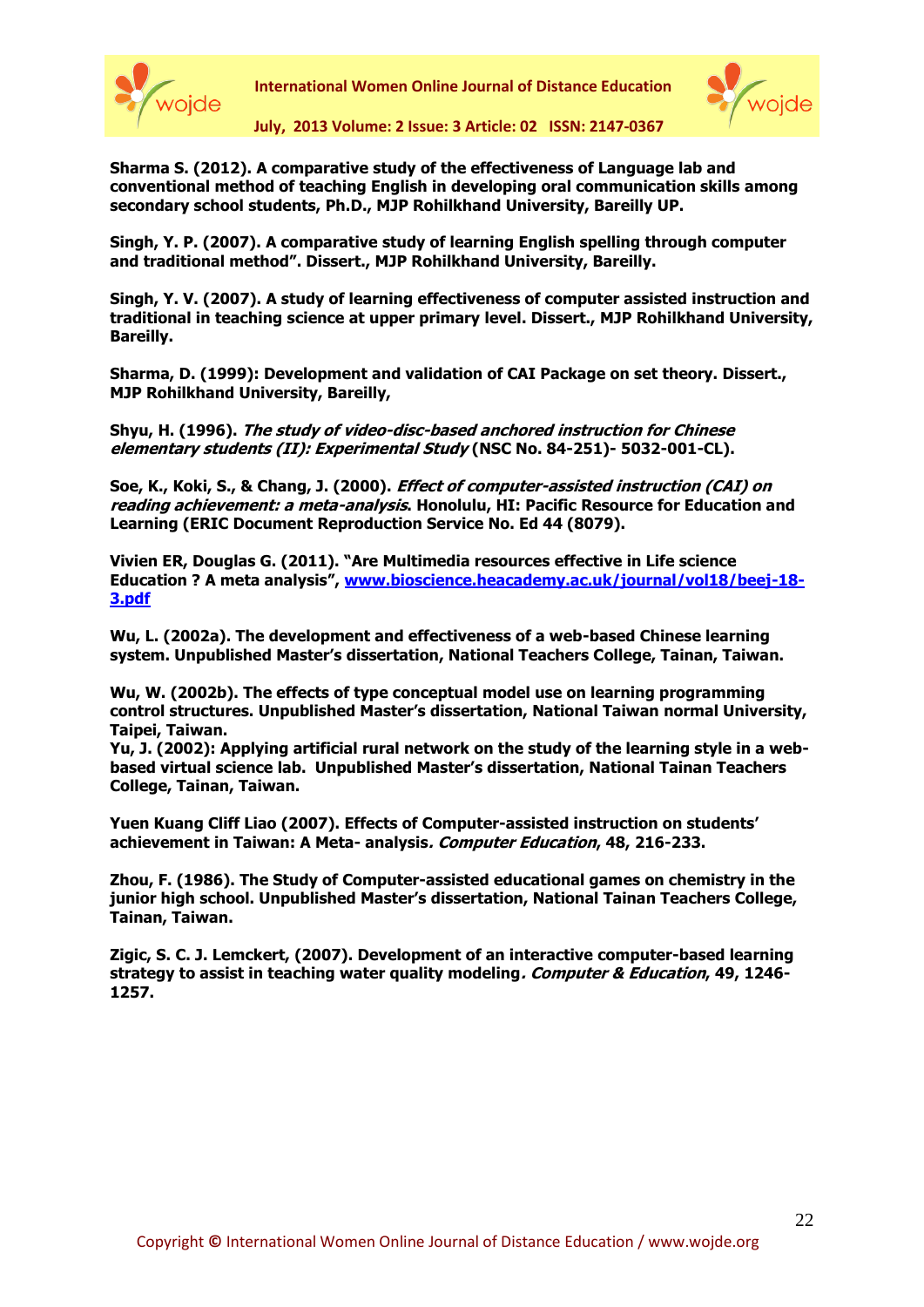**Sharma S. (2012). A comparative study of the effectiveness of Language lab and conventional method of teaching English in developing oral communication skills among secondary school students, Ph.D., MJP Rohilkhand University, Bareilly UP.**

**Singh, Y. P. (2007). A comparative study of learning English spelling through computer and traditional method". Dissert., MJP Rohilkhand University, Bareilly.**

**Singh, Y. V. (2007). A study of learning effectiveness of computer assisted instruction and traditional in teaching science at upper primary level. Dissert., MJP Rohilkhand University, Bareilly.**

**Sharma, D. (1999): Development and validation of CAI Package on set theory. Dissert., MJP Rohilkhand University, Bareilly,**

**Shyu, H. (1996). *The study of video-disc-based anchored instruction for Chinese elementary students (II): Experimental Study* (NSC No. 84-251)- 5032-001-CL).**

**Soe, K., Koki, S., & Chang, J. (2000). *Effect of computer-assisted instruction (CAI) on reading achievement: a meta-analysis*. Honolulu, HI: Pacific Resource for Education and Learning (ERIC Document Reproduction Service No. Ed 44 (8079).**

**Vivien ER, Douglas G. (2011). "Are Multimedia resources effective in Life science Education ? A meta analysis", [www.bioscience.heacademy.ac.uk/journal/vol18/beej-18-3.pdf](www.bioscience.heacademy.ac.uk/journal/vol18/beej-18-3.pdf)**

**Wu, L. (2002a). The development and effectiveness of a web-based Chinese learning system. Unpublished Master's dissertation, National Teachers College, Tainan, Taiwan.**

**Wu, W. (2002b). The effects of type conceptual model use on learning programming control structures. Unpublished Master's dissertation, National Taiwan normal University, Taipei, Taiwan.**

**Yu, J. (2002): Applying artificial rural network on the study of the learning style in a web-based virtual science lab. Unpublished Master's dissertation, National Tainan Teachers College, Tainan, Taiwan.**

**Yuen Kuang Cliff Liao (2007). Effects of Computer-assisted instruction on students' achievement in Taiwan: A Meta- analysis*. Computer Education*, 48, 216-233.**

**Zhou, F. (1986). The Study of Computer-assisted educational games on chemistry in the junior high school. Unpublished Master's dissertation, National Tainan Teachers College, Tainan, Taiwan.**

**Zigic, S. C. J. Lemckert, (2007). Development of an interactive computer-based learning strategy to assist in teaching water quality modeling*. Computer & Education*, 49, 1246-1257.**